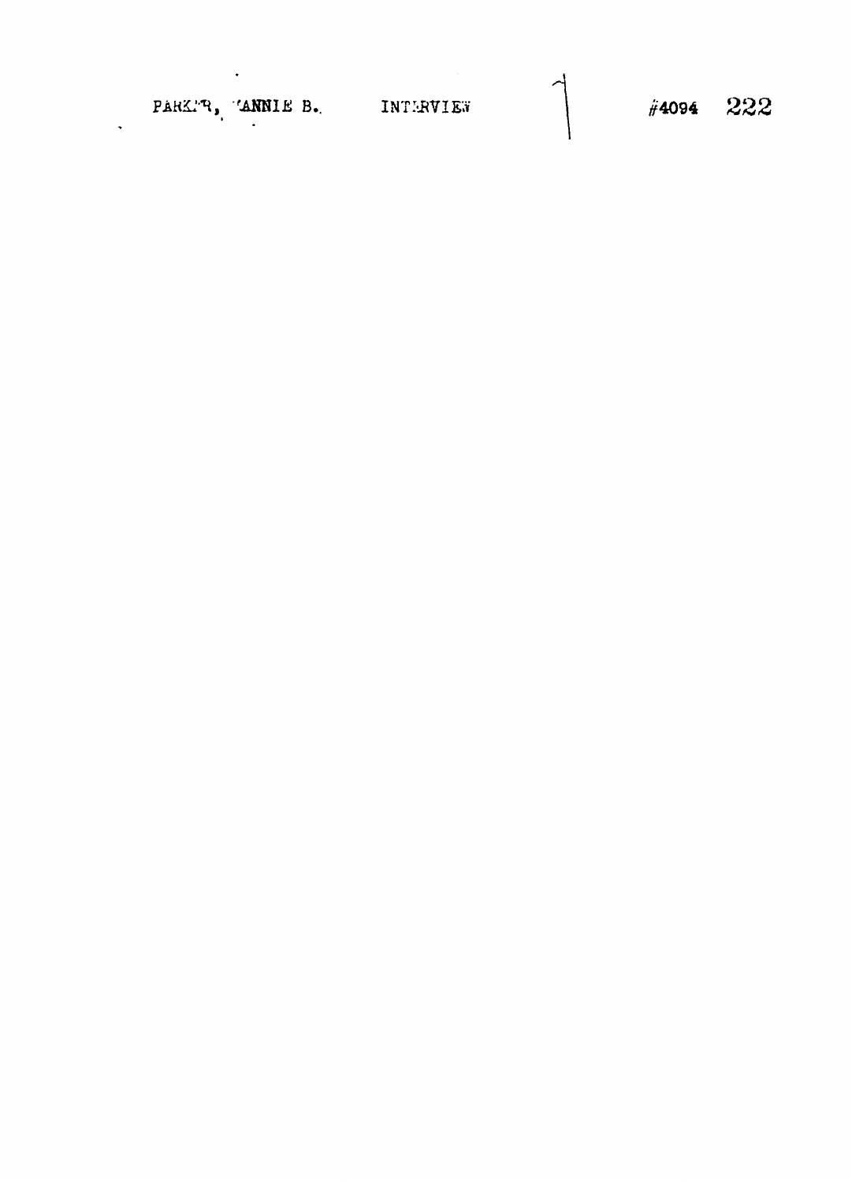PARKER, NANNIE B. INTERVIEW #4094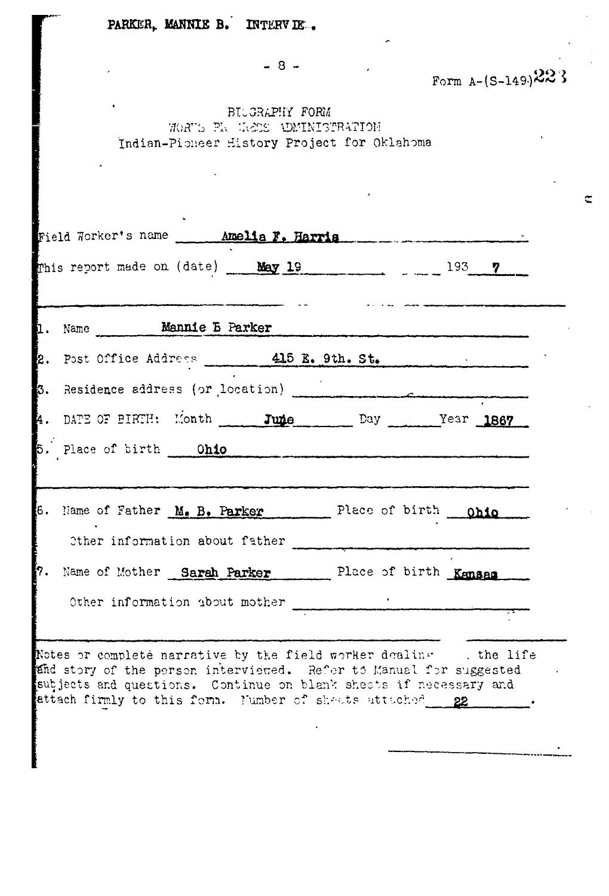PARKER, MANNIE B. INTERVIEW.

Form A-(S-149) 223

BIOGRAPHY FORM
WORKS PROGRESS ADMINISTRATION
Indian-Pioneer History Project for Oklahoma

Field Worker's name Amelia F. Harris

This report made on (date) May 19 1937

1. Name Mannie B Parker
2. Post Office Address 415 E. 9th. St.
3. Residence address (or location)
4. DATE OF BIRTH: Month June Day Year 1867
5. Place of birth Ohio

6. Name of Father M. B. Parker Place of birth Ohio

   Other information about father

7. Name of Mother Sarah Parker Place of birth Kansas

   Other information about mother

Notes or complete narrative by the field worker dealing with the life and story of the person interviewed. Refer to Manual for suggested subjects and questions. Continue on blank sheets if necessary and attach firmly to this form. Number of sheets attached 22.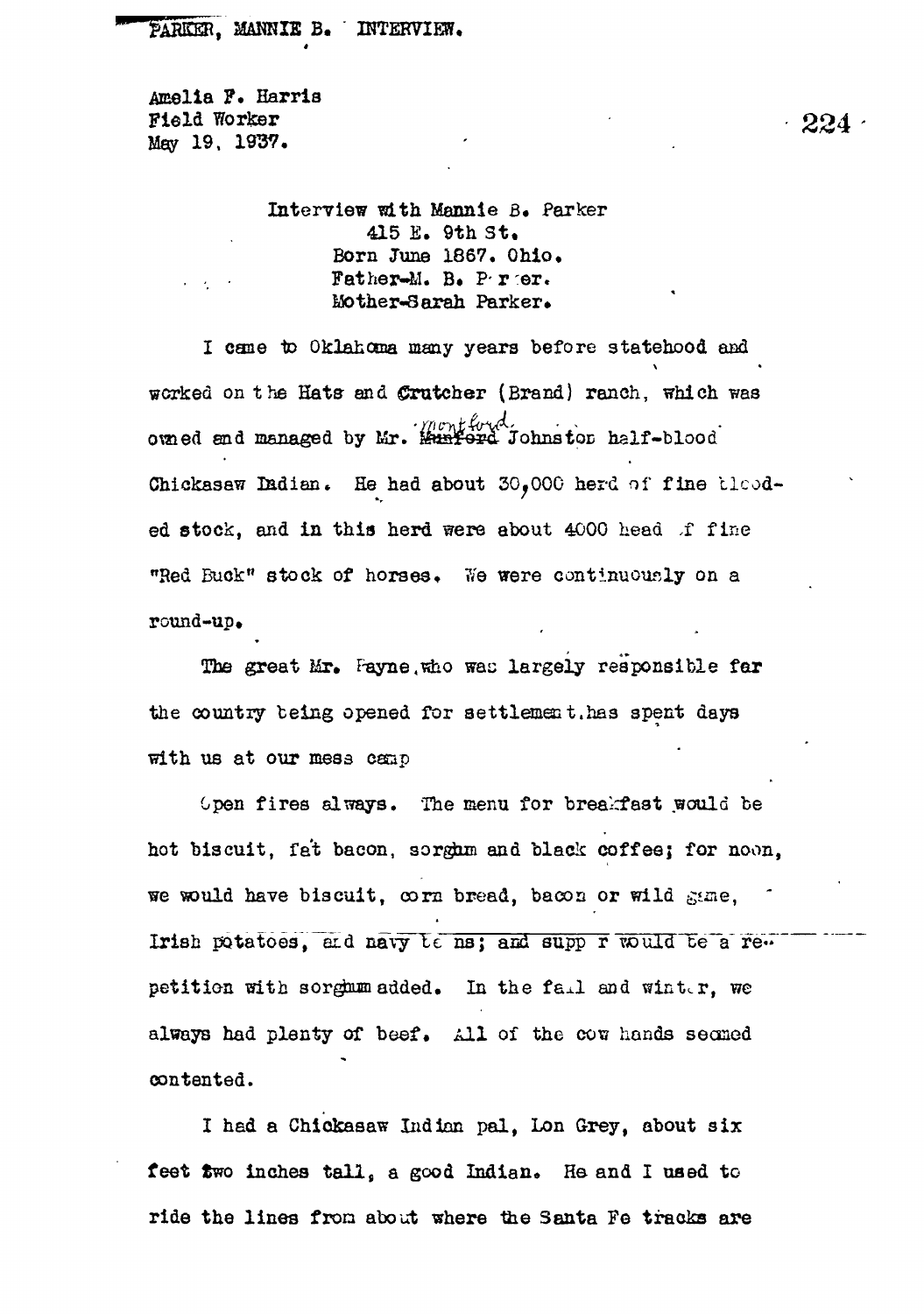PARKER, MANNIE B. INTERVIEW.

Amelia F. Harris
Field Worker
May 19, 1937.

Interview with Mannie B. Parker
415 E. 9th St.
Born June 1867. Ohio.
Father-M. B. Parker.
Mother-Sarah Parker.

I came to Oklahoma many years before statehood and worked on the Hats and Crutcher (Brand) ranch, which was owned and managed by Mr. Montford Johnston half-blood Chickasaw Indian. He had about 30,000 herd of fine blooded stock, and in this herd were about 4000 head of fine "Red Buck" stock of horses. We were continuously on a round-up.

The great Mr. Payne, who was largely responsible for the country being opened for settlement, has spent days with us at our mess camp

Open fires always. The menu for breakfast would be hot biscuit, fat bacon, sorghum and black coffee; for noon, we would have biscuit, corn bread, bacon or wild game, Irish potatoes, and navy beans; and supper would be a repetition with sorghum added. In the fall and winter, we always had plenty of beef. All of the cow hands seemed contented.

I had a Chickasaw Indian pal, Lon Grey, about six feet two inches tall, a good Indian. He and I used to ride the lines from about where the Santa Fe tracks are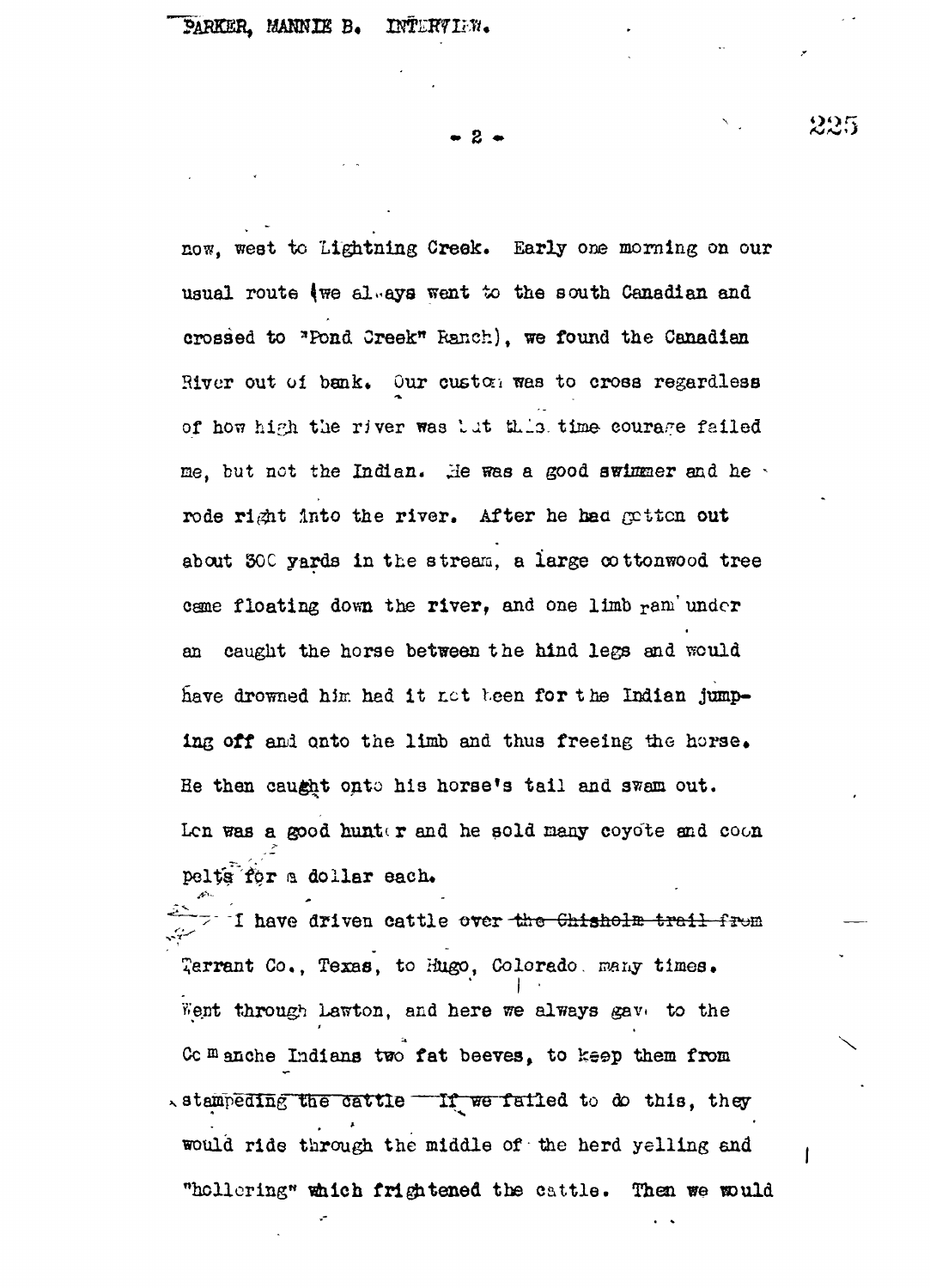now, west to Lightning Creek. Early one morning on our usual route (we always went to the south Canadian and crossed to "Pond Creek" Ranch), we found the Canadian River out of bank. Our custom was to cross regardless of how high the river was but this time courage failed me, but not the Indian. He was a good swimmer and he rode right into the river. After he had gotten out about 300 yards in the stream, a large cottonwood tree came floating down the river, and one limb ran under an caught the horse between the hind legs and would have drowned him had it not been for the Indian jumping off and onto the limb and thus freeing the horse. He then caught onto his horse's tail and swam out. Len was a good hunter and he sold many coyote and coon pelts for a dollar each.

I have driven cattle over ~~the Chisholm trail from~~ Tarrant Co., Texas, to Hugo, Colorado many times. Went through Lawton, and here we always gave to the Comanche Indians two fat beeves, to keep them from stampeding the cattle. If we failed to do this, they would ride through the middle of the herd yelling and "hollering" which frightened the cattle. Then we would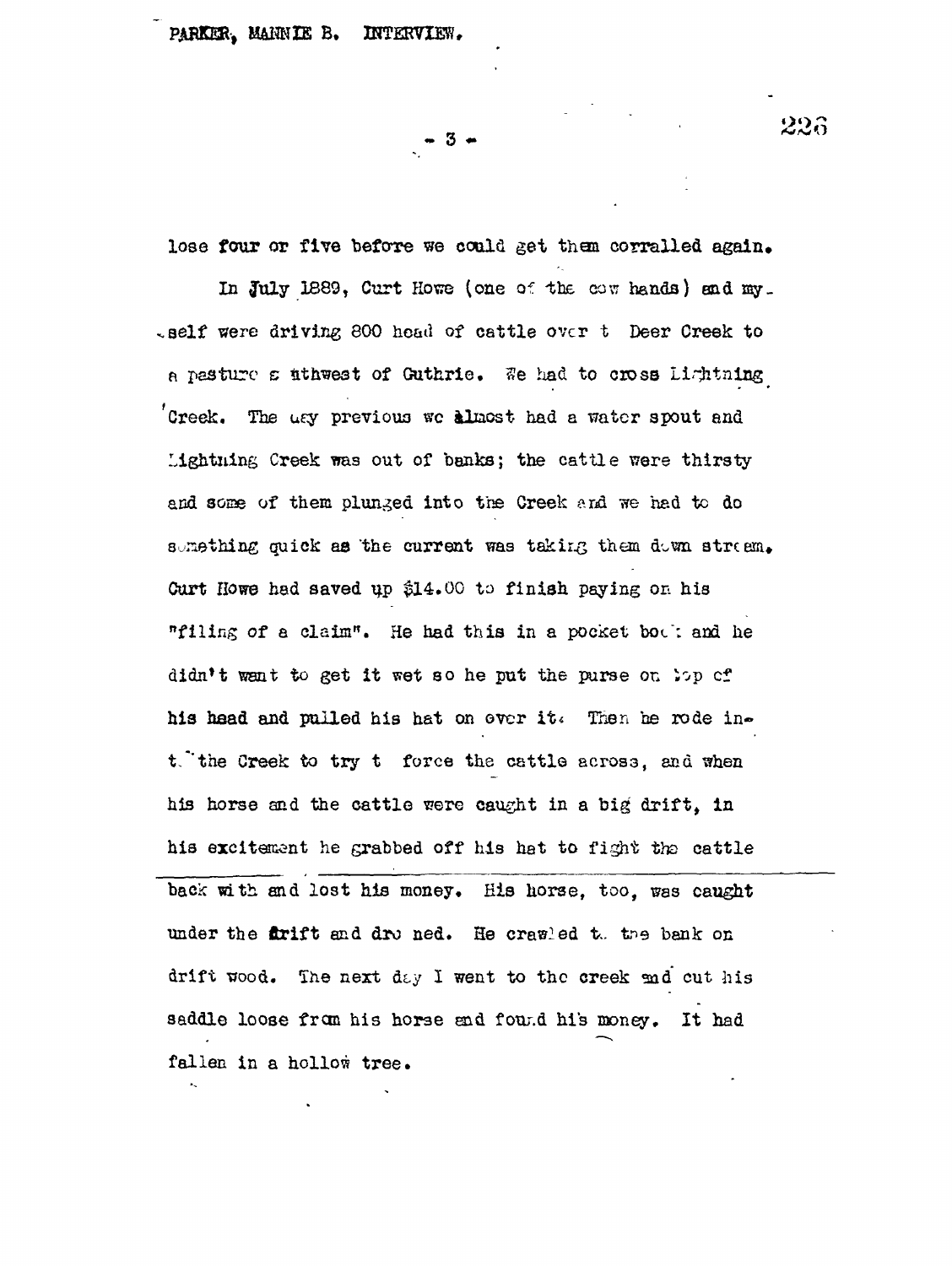lose four or five before we could get them corralled again.

In July 1889, Curt Howe (one of the cow hands) and myself were driving 800 head of cattle over t Deer Creek to a pasture southwest of Guthrie. We had to cross Lightning Creek. The day previous we almost had a water spout and Lightning Creek was out of banks; the cattle were thirsty and some of them plunged into the Creek and we had to do something quick as the current was taking them down stream. Curt Howe had saved up $14.00 to finish paying on his "filing of a claim". He had this in a pocket book and he didn't want to get it wet so he put the purse on top of his head and pulled his hat on over it. Then he rode into the Creek to try t force the cattle across, and when his horse and the cattle were caught in a big drift, in his excitement he grabbed off his hat to fight the cattle back with and lost his money. His horse, too, was caught under the drift and drowned. He crawled to the bank on drift wood. The next day I went to the creek and cut his saddle loose from his horse and found his money. It had fallen in a hollow tree.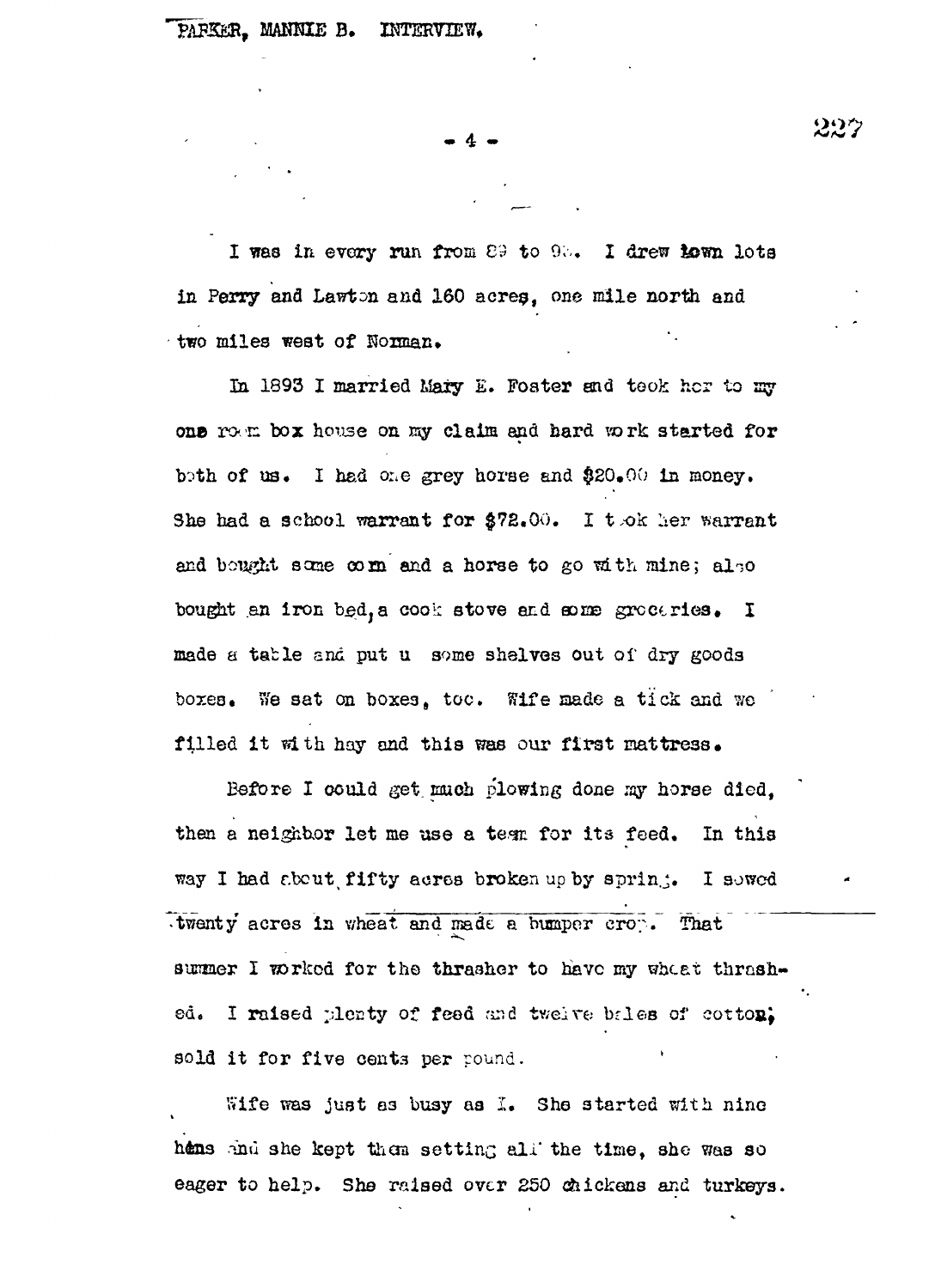I was in every run from 89 to 9.. I drew town lots in Perry and Lawton and 160 acres, one mile north and two miles west of Norman.

In 1893 I married Mary E. Foster and took her to my one room box house on my claim and hard work started for both of us. I had one grey horse and $20.00 in money. She had a school warrant for $72.00. I took her warrant and bought some corn and a horse to go with mine; also bought an iron bed, a cook stove and some groceries. I made a table and put u some shelves out of dry goods boxes. We sat on boxes, too. Wife made a tick and we filled it with hay and this was our first mattress.

Before I could get much plowing done my horse died, then a neighbor let me use a team for its feed. In this way I had about fifty acres broken up by spring. I sowed twenty acres in wheat and made a bumper crop. That summer I worked for the thrasher to have my wheat thrashed. I raised plenty of feed and twelve bales of cotton; sold it for five cents per pound.

Wife was just as busy as I. She started with nine hens and she kept them setting all the time, she was so eager to help. She raised over 250 chickens and turkeys.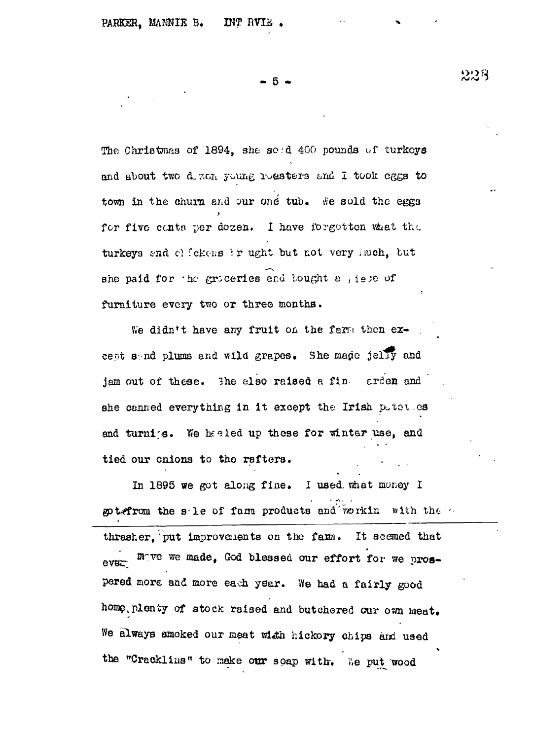The Christmas of 1894, she sold 400 pounds of turkeys and about two dozen young roasters and I took eggs to town in the churn and our one tub. We sold the eggs for five cents per dozen. I have forgotten what the turkeys and chickens brought but not very much, but she paid for the groceries and bought a piece of furniture every two or three months.

We didn't have any fruit on the farm then except sand plums and wild grapes. She made jelly and jam out of these. She also raised a fine garden and she canned everything in it except the Irish potatoes and turnips. We heeled up these for winter use, and tied our onions to the rafters.

In 1895 we got along fine. I used what money I got from the sale of farm products and workin with the thresher, put improvements on the farm. It seemed that every move we made, God blessed our effort for we prospered more and more each year. We had a fairly good home, plenty of stock raised and butchered our own meat. We always smoked our meat with hickory chips and used the "Cracklins" to make our soap with. We put wood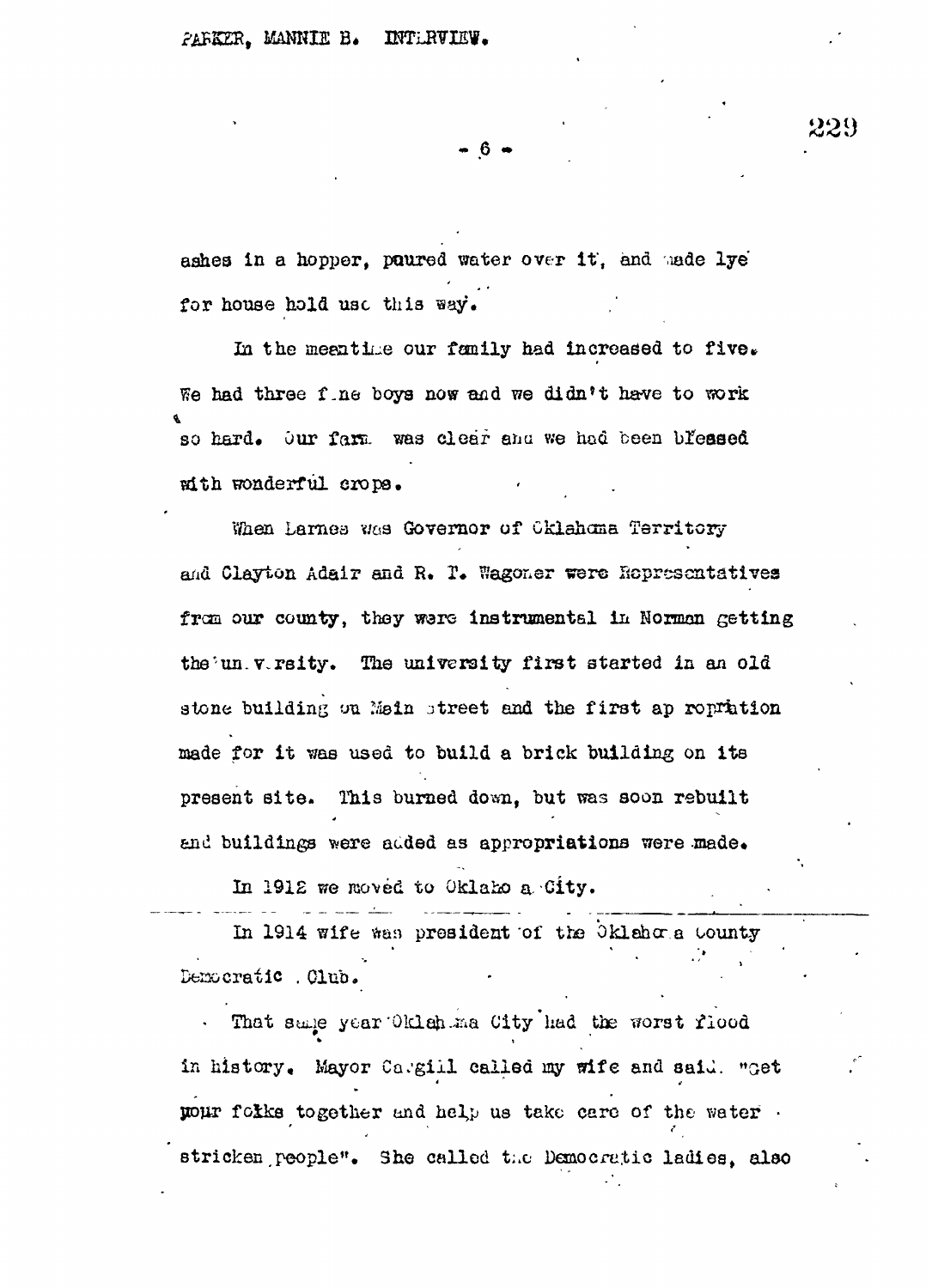ashes in a hopper, poured water over it, and made lye for house hold use this way.

In the meantime our family had increased to five. We had three fine boys now and we didn't have to work so hard. Our farm was clear and we had been blessed with wonderful crops.

When Larnes was Governor of Oklahoma Territory and Clayton Adair and R. T. Wagoner were Representatives from our county, they were instrumental in Norman getting the university. The university first started in an old stone building on Main street and the first appropriation made for it was used to build a brick building on its present site. This burned down, but was soon rebuilt and buildings were added as appropriations were made.

In 1912 we moved to Oklahoma City.

In 1914 wife was president of the Oklahoma County Democratic Club.

That same year Oklahoma City had the worst flood in history. Mayor Cargill called my wife and said. "Get your folks together and help us take care of the water stricken people". She called the Democratic ladies, also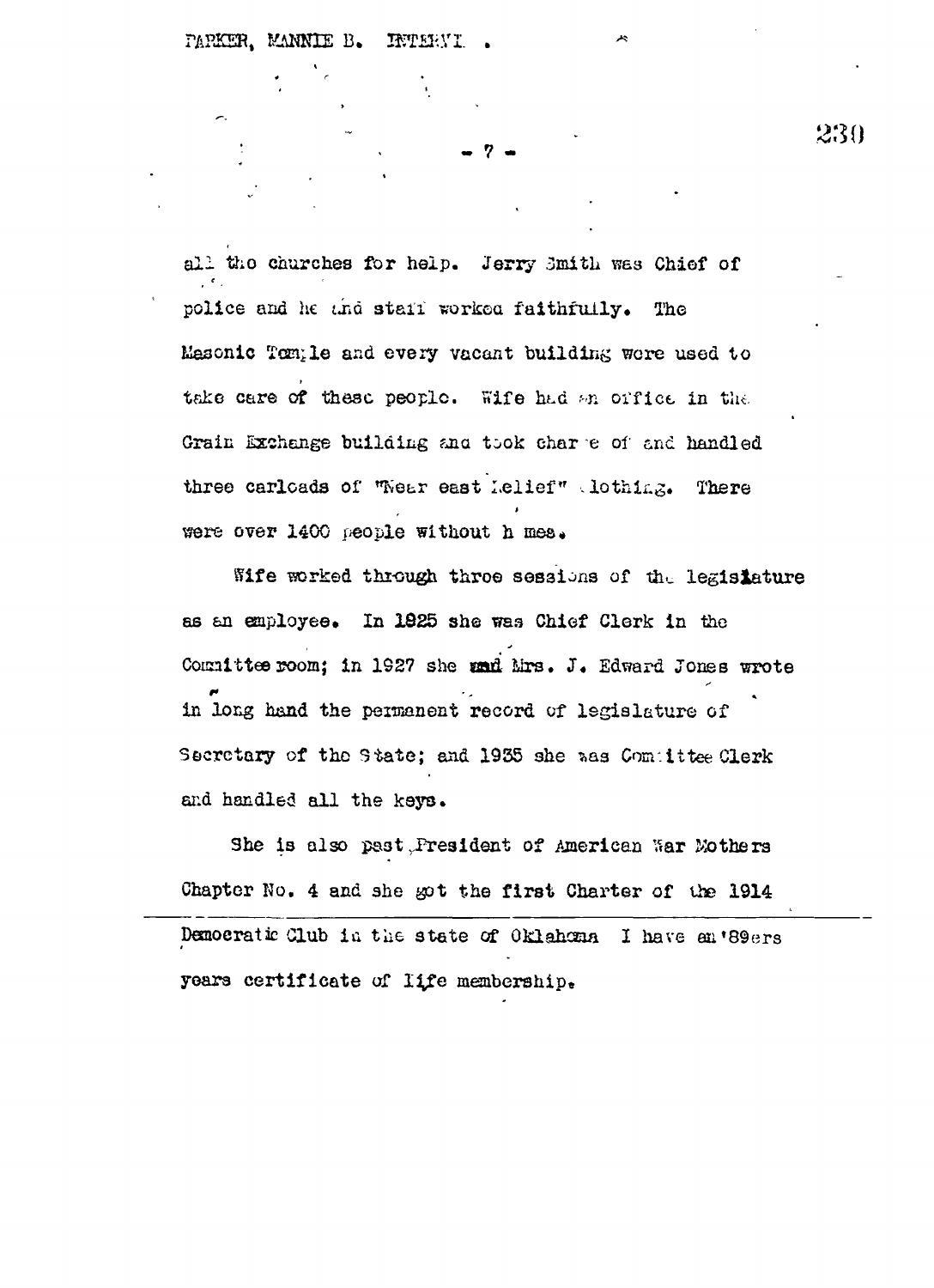all the churches for help. Jerry Smith was Chief of police and he and staff worked faithfully. The Masonic Temple and every vacant building were used to take care of these people. Wife had an office in the Grain Exchange building and took charge of and handled three carloads of "Near east Relief" clothing. There were over 1400 people without homes.

Wife worked through three sessions of the legislature as an employee. In 1925 she was Chief Clerk in the Committee room; in 1927 she and Mrs. J. Edward Jones wrote in long hand the permanent record of legislature of Secretary of the State; and 1935 she was Committee Clerk and handled all the keys.

She is also past President of American War Mothers Chapter No. 4 and she got the first Charter of the 1914 Democratic Club in the state of Oklahoma I have an '89ers years certificate of life membership.